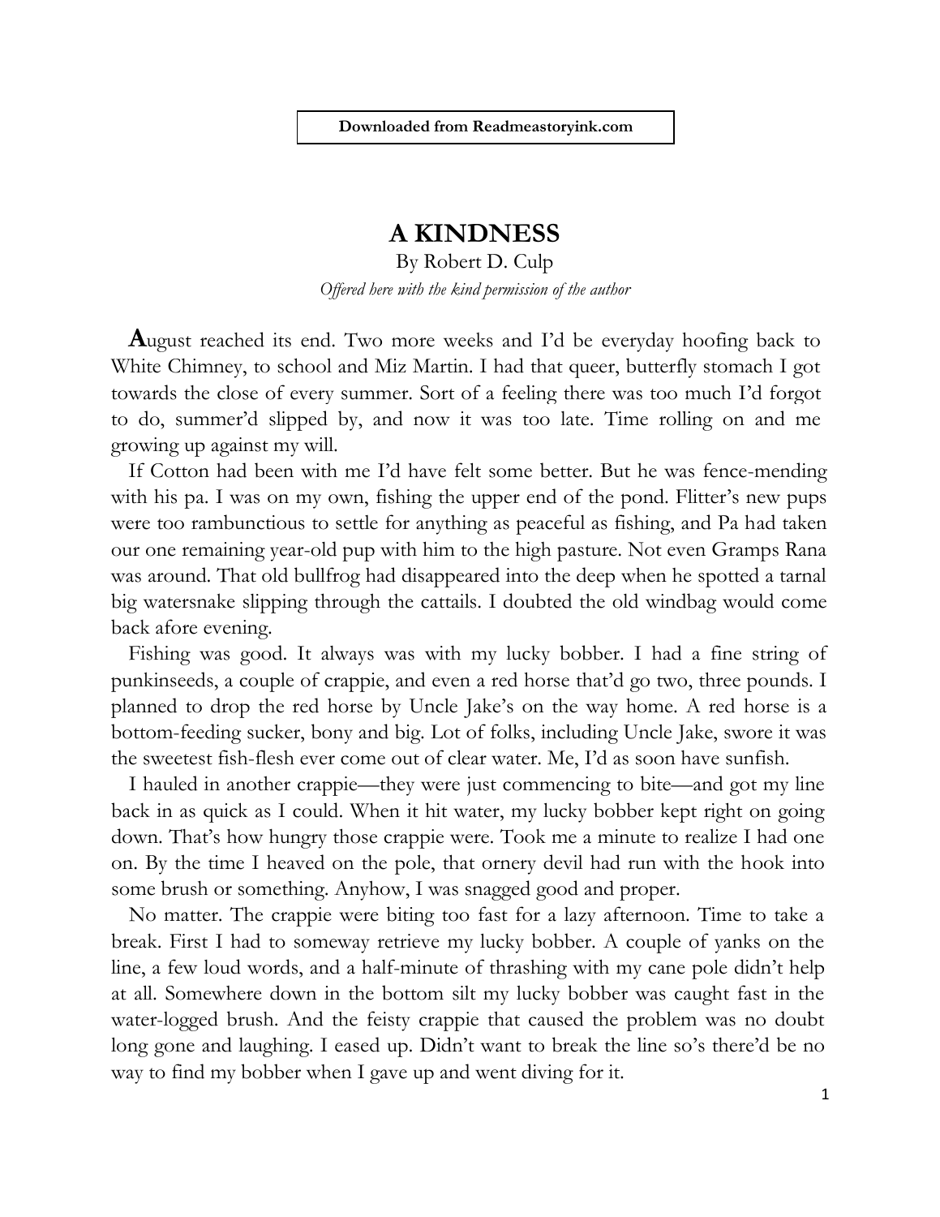**Downloaded from Readmeastoryink.com**

# A KINDNESS

By Robert D. Culp

*Offered here with the kind permission of the author*

**A**ugust reached its end. Two more weeks and I'd be everyday hoofing back to White Chimney, to school and Miz Martin. I had that queer, butterfly stomach I got towards the close of every summer. Sort of a feeling there was too much I'd forgot to do, summer'd slipped by, and now it was too late. Time rolling on and me growing up against my will.

If Cotton had been with me I'd have felt some better. But he was fence-mending with his pa. I was on my own, fishing the upper end of the pond. Flitter's new pups were too rambunctious to settle for anything as peaceful as fishing, and Pa had taken our one remaining year-old pup with him to the high pasture. Not even Gramps Rana was around. That old bullfrog had disappeared into the deep when he spotted a tarnal big watersnake slipping through the cattails. I doubted the old windbag would come back afore evening.

Fishing was good. It always was with my lucky bobber. I had a fine string of punkinseeds, a couple of crappie, and even a red horse that'd go two, three pounds. I planned to drop the red horse by Uncle Jake's on the way home. A red horse is a bottom-feeding sucker, bony and big. Lot of folks, including Uncle Jake, swore it was the sweetest fish-flesh ever come out of clear water. Me, I'd as soon have sunfish.

I hauled in another crappie—they were just commencing to bite—and got my line back in as quick as I could. When it hit water, my lucky bobber kept right on going down. That's how hungry those crappie were. Took me a minute to realize I had one on. By the time I heaved on the pole, that ornery devil had run with the hook into some brush or something. Anyhow, I was snagged good and proper.

No matter. The crappie were biting too fast for a lazy afternoon. Time to take a break. First I had to someway retrieve my lucky bobber. A couple of yanks on the line, a few loud words, and a half-minute of thrashing with my cane pole didn't help at all. Somewhere down in the bottom silt my lucky bobber was caught fast in the water-logged brush. And the feisty crappie that caused the problem was no doubt long gone and laughing. I eased up. Didn't want to break the line so's there'd be no way to find my bobber when I gave up and went diving for it.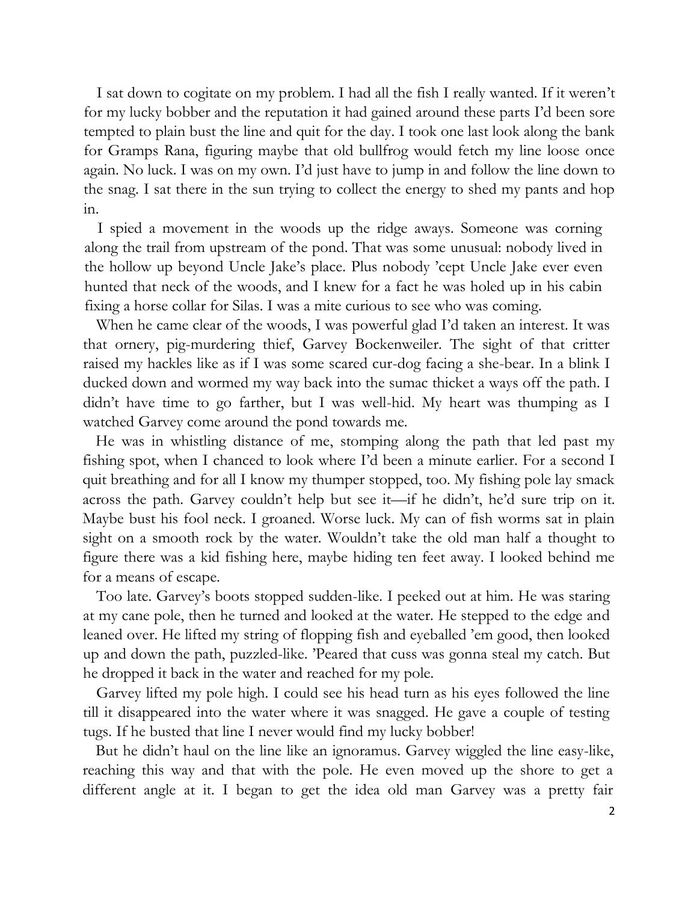I sat down to cogitate on my problem. I had all the fish I really wanted. If it weren't for my lucky bobber and the reputation it had gained around these parts I'd been sore tempted to plain bust the line and quit for the day. I took one last look along the bank for Gramps Rana, figuring maybe that old bullfrog would fetch my line loose once again. No luck. I was on my own. I'd just have to jump in and follow the line down to the snag. I sat there in the sun trying to collect the energy to shed my pants and hop in.

I spied a movement in the woods up the ridge aways. Someone was corning along the trail from upstream of the pond. That was some unusual: nobody lived in the hollow up beyond Uncle Jake's place. Plus nobody 'cept Uncle Jake ever even hunted that neck of the woods, and I knew for a fact he was holed up in his cabin fixing a horse collar for Silas. I was a mite curious to see who was coming.

When he came clear of the woods, I was powerful glad I'd taken an interest. It was that ornery, pig-murdering thief, Garvey Bockenweiler. The sight of that critter raised my hackles like as if I was some scared cur-dog facing a she-bear. In a blink I ducked down and wormed my way back into the sumac thicket a ways off the path. I didn't have time to go farther, but I was well-hid. My heart was thumping as I watched Garvey come around the pond towards me.

He was in whistling distance of me, stomping along the path that led past my fishing spot, when I chanced to look where I'd been a minute earlier. For a second I quit breathing and for all I know my thumper stopped, too. My fishing pole lay smack across the path. Garvey couldn't help but see it—if he didn't, he'd sure trip on it. Maybe bust his fool neck. I groaned. Worse luck. My can of fish worms sat in plain sight on a smooth rock by the water. Wouldn't take the old man half a thought to figure there was a kid fishing here, maybe hiding ten feet away. I looked behind me for a means of escape.

Too late. Garvey's boots stopped sudden-like. I peeked out at him. He was staring at my cane pole, then he turned and looked at the water. He stepped to the edge and leaned over. He lifted my string of flopping fish and eyeballed 'em good, then looked up and down the path, puzzled-like. 'Peared that cuss was gonna steal my catch. But he dropped it back in the water and reached for my pole.

Garvey lifted my pole high. I could see his head turn as his eyes followed the line till it disappeared into the water where it was snagged. He gave a couple of testing tugs. If he busted that line I never would find my lucky bobber!

But he didn't haul on the line like an ignoramus. Garvey wiggled the line easy-like, reaching this way and that with the pole. He even moved up the shore to get a different angle at it. I began to get the idea old man Garvey was a pretty fair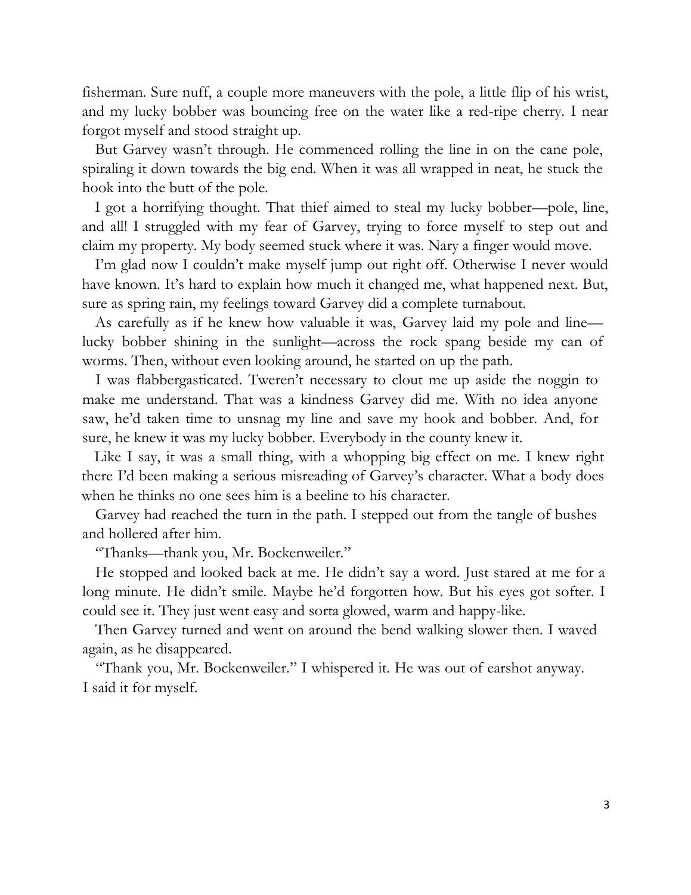fisherman. Sure nuff, a couple more maneuvers with the pole, a little flip of his wrist, and my lucky bobber was bouncing free on the water like a red-ripe cherry. I near forgot myself and stood straight up.

But Garvey wasn't through. He commenced rolling the line in on the cane pole, spiraling it down towards the big end. When it was all wrapped in neat, he stuck the hook into the butt of the pole.

I got a horrifying thought. That thief aimed to steal my lucky bobber—pole, line, and all! I struggled with my fear of Garvey, trying to force myself to step out and claim my property. My body seemed stuck where it was. Nary a finger would move.

I'm glad now I couldn't make myself jump out right off. Otherwise I never would have known. It's hard to explain how much it changed me, what happened next. But, sure as spring rain, my feelings toward Garvey did a complete turnabout.

As carefully as if he knew how valuable it was, Garvey laid my pole and line—lucky bobber shining in the sunlight—across the rock spang beside my can of worms. Then, without even looking around, he started on up the path.

I was flabbergasticated. Tweren't necessary to clout me up aside the noggin to make me understand. That was a kindness Garvey did me. With no idea anyone saw, he'd taken time to unsnag my line and save my hook and bobber. And, for sure, he knew it was my lucky bobber. Everybody in the county knew it.

Like I say, it was a small thing, with a whopping big effect on me. I knew right there I'd been making a serious misreading of Garvey's character. What a body does when he thinks no one sees him is a beeline to his character.

Garvey had reached the turn in the path. I stepped out from the tangle of bushes and hollered after him.

"Thanks—thank you, Mr. Bockenweiler."

He stopped and looked back at me. He didn't say a word. Just stared at me for a long minute. He didn't smile. Maybe he'd forgotten how. But his eyes got softer. I could see it. They just went easy and sorta glowed, warm and happy-like.

Then Garvey turned and went on around the bend walking slower then. I waved again, as he disappeared.

"Thank you, Mr. Bockenweiler." I whispered it. He was out of earshot anyway. I said it for myself.